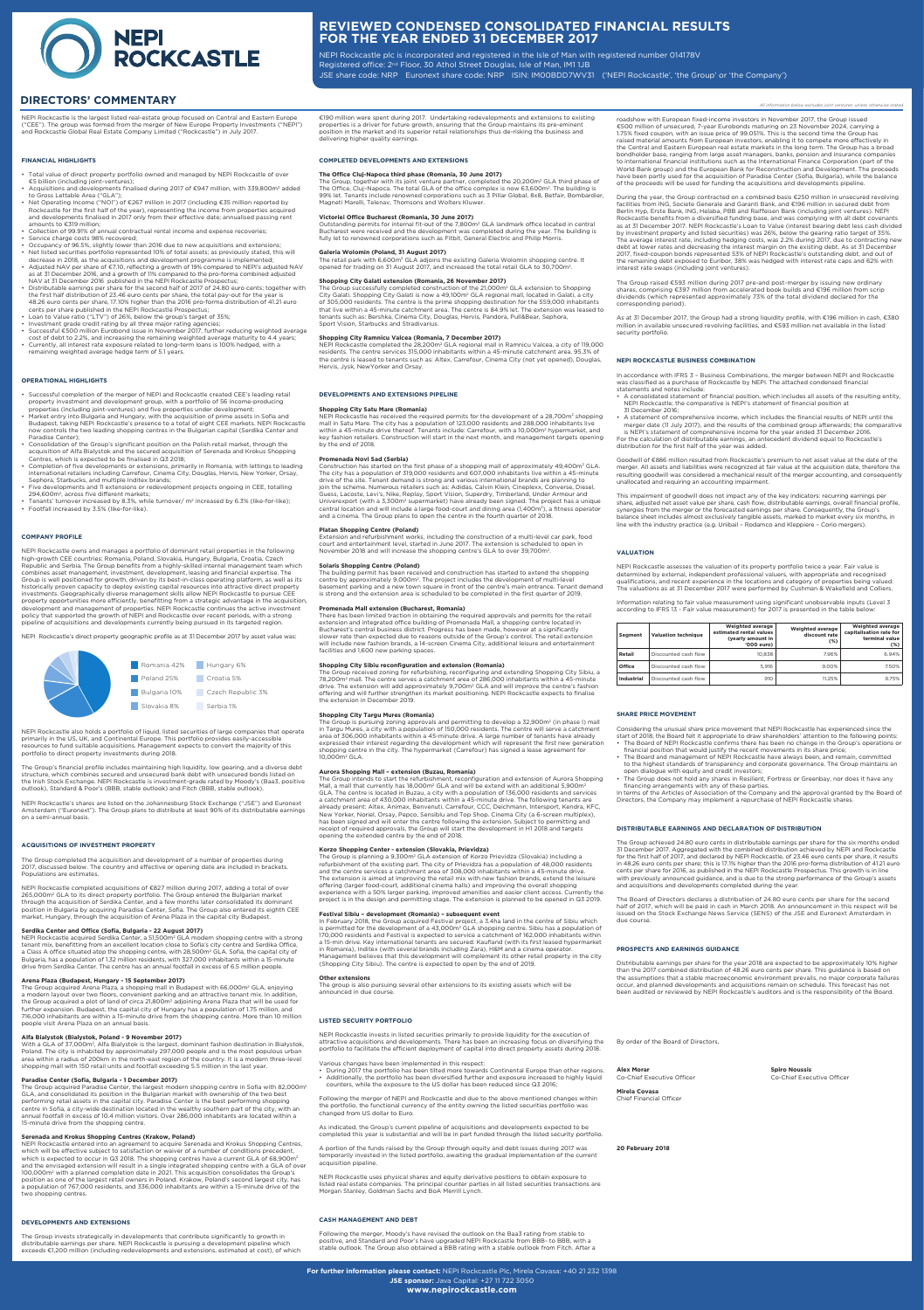# REVIEWED CONDENSED CONSOLIDATED FINANCIAL RESULTS FOR THE YEAR ENDED 31 DECEMBER 2017

NEPI Rockcastle plc is incorporated and registered in the Isle of Man with registered number 014178V
Registered office: 2nd Floor, 30 Athol Street Douglas, Isle of Man, IM1 1JB
JSE share code: NRP Euronext share code: NRP ISIN: IM00BDD7WV31 ('NEPI Rockcastle', 'the Group' or 'the Company')

## DIRECTORS' COMMENTARY

*All information below excludes joint ventures, unless otherwise stated*

NEPI Rockcastle is the largest listed real-estate group focused on Central and Eastern Europe ("CEE"). The group was formed from the merger of New Europe Property Investments ("NEPI") and Rockcastle Global Real Estate Company Limited ("Rockcastle") in July 2017.

### FINANCIAL HIGHLIGHTS

- Total value of direct property portfolio owned and managed by NEPI Rockcastle of over €5 billion (including joint-ventures);
- Acquisitions and developments finalised during 2017 of €947 million, with 339,800m² added to Gross Lettable Area ("GLA");
- Net Operating Income ("NOI") of €267 million in 2017 (including €35 million reported by Rockcastle for the first half of the year), representing the income from properties acquired and developments finalised in 2017 only from their effective date; annualised passing rent amounts to €319 million;
- Collection of 99.9% of annual contractual rental income and expense recoveries;
- Service charge costs 98% recovered;
- Occupancy of 96.5%, slightly lower than 2016 due to new acquisitions and extensions;
- Net listed securities portfolio represented 10% of total assets; as previously indicated this will decrease in 2018, as the acquisitions and development programme is implemented;
- Adjusted NAV per share of €7.10, reflecting a growth of 19% compared to NEPI's adjusted NAV as at 31 December 2016, and a growth of 11% compared to the pro-forma combined adjusted NAV at 31 December 2016 published in the NEPI Rockcastle Prospectus;
- Distributable earnings per share for the second half of 2017 of 24.80 euro cents; together with the first half distribution of 23.46 euro cents per share, the total pay-out for the year is 48.26 euro cents per share, 17.10% higher than the 2016 pro-forma distribution of 41.21 euro cents per share published in the NEPI Rockcastle Prospectus;
- Loan to Value ratio ("LTV") of 26%, below the group's target of 35%;
- Investment grade credit rating by all three major rating agencies;
- Successful €500 million Eurobond issue in November 2017, further reducing weighted average cost of debt to 2.2%, and increasing the remaining weighted average maturity to 4.4 years;
- Currently, all interest rate exposure related to long-term loans is 100% hedged, with a remaining weighted average hedge term of 5.1 years.

### OPERATIONAL HIGHLIGHTS

- Successful completion of the merger of NEPI and Rockcastle created CEE's leading retail property investment and development group, with a portfolio of 56 income-producing properties (including joint-ventures) and five properties under development;
- Market entry into Bulgaria and Hungary, with the acquisition of prime assets in Sofia and Budapest, taking NEPI Rockcastle's presence to a total of eight CEE markets. NEPI Rockcastle now controls the two leading shopping centres in the Bulgarian capital (Serdika Center and Paradise Center);
- Consolidation of the Group's significant position on the Polish retail market, through the acquisition of Alfa Bialystok and the secured acquisition of Serenada and Krokus Shopping Centres, which is expected to be finalised in Q3 2018;
- Completion of five developments or extensions, primarily in Romania, with lettings to leading international retailers including Carrefour, Cinema City, Douglas, Hervis, New Yorker, Orsay, Sephora, Starbucks, and multiple Inditex brands;
- Five developments and 11 extensions or redevelopment projects ongoing in CEE, totalling 294,600m², across five different markets;
- Tenants' turnover increased by 8.3%, while turnover/ m² increased by 6.3% (like-for-like);
- Footfall increased by 3.5% (like-for-like).

### COMPANY PROFILE

NEPI Rockcastle owns and manages a portfolio of dominant retail properties in the following high-growth CEE countries: Romania, Poland, Slovakia, Hungary, Bulgaria, Croatia, Czech Republic and Serbia. The Group benefits from a highly-skilled internal management team which combines asset management, investment, development, leasing and financial expertise. The Group is well positioned for growth, driven by its best-in-class operating platform, as well as its historically proven capacity to deploy existing capital resources into attractive direct property investments. Geographically diverse management skills allow NEPI Rockcastle to pursue CEE property opportunities more efficiently, benefitting from a strategic advantage in the acquisition, development and management of properties. NEPI Rockcastle continues the active investment policy that supported the growth of NEPI and Rockcastle over recent periods, with a strong pipeline of acquisitions and developments currently being pursued in its targeted region.

NEPI Rockcastle's direct property geographic profile as at 31 December 2017 by asset value was:

| Country | Share |
|---|---|
| Romania | 42% |
| Poland | 25% |
| Bulgaria | 10% |
| Slovakia | 8% |
| Hungary | 6% |
| Croatia | 5% |
| Czech Republic | 3% |
| Serbia | 1% |

NEPI Rockcastle also holds a portfolio of liquid, listed securities of large companies that operate primarily in the US, UK, and Continental Europe. This portfolio provides easily-accessible resources to fund suitable acquisitions. Management expects to convert the majority of this portfolio to direct property investments during 2018.

The Group's financial profile includes maintaining high liquidity, low gearing, and a diverse debt structure, which combines secured and unsecured bank debt with unsecured bonds listed on the Irish Stock Exchange. NEPI Rockcastle is investment-grade rated by Moody's (Baa3, positive outlook), Standard & Poor's (BBB, stable outlook) and Fitch (BBB, stable outlook).

NEPI Rockcastle's shares are listed on the Johannesburg Stock Exchange ("JSE") and Euronext Amsterdam ("Euronext"). The Group plans to distribute at least 90% of its distributable earnings on a semi-annual basis.

### ACQUISITIONS OF INVESTMENT PROPERTY

The Group completed the acquisition and development of a number of properties during 2017, discussed below. The country and effective or opening date are included in brackets. Populations are estimates.

NEPI Rockcastle completed acquisitions of €827 million during 2017, adding a total of over 265,000m² GLA to its direct property portfolio. The Group entered the Bulgarian market through the acquisition of Serdika Center, and a few months later consolidated its dominant position in Bulgaria by acquiring Paradise Center, Sofia. The Group also entered its eighth CEE market, Hungary, through the acquisition of Arena Plaza in the capital city Budapest.

**Serdika Center and Office (Sofia, Bulgaria - 22 August 2017)**
NEPI Rockcastle acquired Serdika Center, a 51,500m² GLA modern shopping centre with a strong tenant mix, benefitting from an excellent location close to Sofia's city centre and Serdika Office, a Class A office situated atop the shopping centre, with 28,500m² GLA. Sofia, the capital city of Bulgaria, has a population of 1.32 million residents, with 327,000 inhabitants within a 15-minute drive from Serdika Center. The centre has an annual footfall in excess of 6.5 million people.

**Arena Plaza (Budapest, Hungary - 15 September 2017)**
The Group acquired Arena Plaza, a shopping mall in Budapest with 66,000m² GLA, enjoying a modern layout over two floors, convenient parking and an attractive tenant mix. In addition, the Group acquired a plot of land of circa 21,800m² adjoining Arena Plaza that will be used for further expansion. Budapest, the capital city of Hungary has a population of 1.75 million, and 716,000 inhabitants are within a 15-minute drive from the shopping centre. More than 10 million people visit Arena Plaza on an annual basis.

**Alfa Bialystok (Bialystok, Poland - 9 November 2017)**
With a GLA of 37,000m², Alfa Bialystok is the largest, dominant fashion destination in Bialystok, Poland. The city is inhabited by approximately 297,000 people and is the most populous urban area within a radius of 200km in the north-east region of the country. It is a modern three-level shopping mall with 150 retail units and footfall exceeding 5.5 million in the last year.

**Paradise Center (Sofia, Bulgaria - 1 December 2017)**
The Group acquired Paradise Center, the largest modern shopping centre in Sofia with 82,000m² GLA, and consolidated its position in the Bulgarian market with ownership of the two best performing retail assets in the capital city. Paradise Center is the best performing shopping centre in Sofia, a city-wide destination located in the wealthy southern part of the city, with an annual footfall in excess of 10.4 million visitors. Over 286,000 inhabitants are located within a 15-minute drive from the shopping centre.

**Serenada and Krokus Shopping Centres (Krakow, Poland)**
NEPI Rockcastle entered into an agreement to acquire Serenada and Krokus Shopping Centres, which will be effective subject to satisfaction or waiver of a number of conditions precedent, which is expected to occur in Q3 2018. The shopping centres have a current GLA of 68,900m² and the envisaged extension will result in a single integrated shopping centre with a GLA of over 100,000m² with a planned completion date in 2021. This acquisition consolidates the Group's position as one of the largest retail owners in Poland. Krakow, Poland's second largest city, has a population of 767,000 residents, and 336,000 inhabitants are within a 15-minute drive of the two shopping centres.

### DEVELOPMENTS AND EXTENSIONS

The Group invests strategically in developments that contribute significantly to growth in distributable earnings per share. NEPI Rockcastle is pursuing a development pipeline which exceeds €1,200 million (including redevelopments and extensions, estimated at cost), of which €190 million were spent during 2017. Undertaking redevelopments and extensions to existing properties is a driver for future growth, ensuring that the Group maintains its pre-eminent position in the market and its superior retail relationships thus de-risking the business and delivering higher quality earnings.

### COMPLETED DEVELOPMENTS AND EXTENSIONS

**The Office Cluj-Napoca third phase (Romania, 30 June 2017)**
The Group, together with its joint venture partner, completed the 20,200m² GLA third phase of The Office, Cluj-Napoca. The total GLA of the office complex is now 63,600m². The building is 99% let. Tenants include renowned corporations such as 3 Pillar Global, 8x8, Betfair, Bombardier, Magneti Marelli, Telenav, Thomsons and Wolters Kluwer.

**Victoriei Office Bucharest (Romania, 30 June 2017)**
Outstanding permits for internal fit-out of the 7,800m² GLA landmark office located in central Bucharest were received and the development was completed during the year. The building is fully let to renowned corporations such as Fitbit, General Electric and Philip Morris.

**Galeria Wolomin (Poland, 31 August 2017)**
The retail park with 6,600m² GLA adjoins the existing Galeria Wolomin shopping centre. It opened for trading on 31 August 2017, and increased the total retail GLA to 30,700m².

**Shopping City Galati extension (Romania, 26 November 2017)**
The Group successfully completed construction of the 21,000m² GLA extension to Shopping City Galati. Shopping City Galati is now a 49,100m² GLA regional mall, located in Galati, a city of 305,000 residents. The centre is the prime shopping destination for the 559,000 inhabitants that live within a 45-minute catchment area. The centre is 84.9% let. The extension was leased to tenants such as: Bershka, Cinema City, Douglas, Hervis, Pandora, Pull&Bear, Sephora, Sport Vision, Starbucks and Stradivarius.

**Shopping City Ramnicu Valcea (Romania, 7 December 2017)**
NEPI Rockcastle completed the 28,200m² GLA regional mall in Ramnicu Valcea, a city of 119,000 residents. The centre services 315,000 inhabitants within a 45-minute catchment area. 95.3% of the centre is leased to tenants such as: Altex, Carrefour, Cinema City (not yet opened), Douglas, Hervis, Jysk, NewYorker and Orsay.

### DEVELOPMENTS AND EXTENSIONS PIPELINE

**Shopping City Satu Mare (Romania)**
NEPI Rockcastle has received the required permits for the development of a 28,700m² shopping mall in Satu Mare. The city has a population of 123,000 residents and 288,000 inhabitants live within a 45-minute drive thereof. Tenants include: Carrefour, with a 10,000m² hypermarket, and key fashion retailers. Construction will start in the next month, and management targets opening by the end of 2018.

**Promenada Novi Sad (Serbia)**
Construction has started on the first phase of a shopping mall of approximately 49,400m² GLA. The city has a population of 319,000 residents and 607,000 inhabitants live within a 45-minute drive of the site. Tenant demand is strong and various international brands are planning to join the scheme. Numerous retailers such as: Adidas, Calvin Klein, Cineplexx, Converse, Diesel, Guess, Lacoste, Levi's, Nike, Replay, Sport Vision, Superdry, Timberland, Under Armour and Univerexport (with a 3,300m² supermarket) have already been signed. The project has a unique central location and will include a large food-court and dining area (1,400m²), a fitness operator and a cinema. The Group plans to open the centre in the fourth quarter of 2018.

**Platan Shopping Centre (Poland)**
Extension and refurbishment works, including the construction of a multi-level car park, food court and entertainment level, started in June 2017. The extension is scheduled to open in November 2018 and will increase the shopping centre's GLA to over 39,700m².

**Solaris Shopping Centre (Poland)**
The building permit has been received and construction has started to extend the shopping centre by approximately 9,000m². The project includes the development of multi-level basement parking and a new town square in front of the centre's main entrance. Tenant demand is strong and the extension area is scheduled to be completed in the first quarter of 2019.

**Promenada Mall extension (Bucharest, Romania)**
There has been limited traction in obtaining the required approvals and permits for the retail extension and integrated office building of Promenada Mall, a shopping centre located in Bucharest's central business district. Progress has been made, however at a significantly slower rate than expected due to reasons outside of the Group's control. The retail extension will include new fashion brands, a 14-screen Cinema City, additional leisure and entertainment facilities and 1,600 new parking spaces.

**Shopping City Sibiu reconfiguration and extension (Romania)**
The Group received zoning for refurbishing, reconfiguring and extending Shopping City Sibiu, a 78,200m² mall. The centre serves a catchment area of 286,000 inhabitants within a 45-minute drive. The extension will add approximately 9,700m² GLA and will improve the centre's fashion offering and will further strengthen its market positioning. NEPI Rockcastle expects to finalise the extension in December 2019.

**Shopping City Targu Mures (Romania)**
The Group is pursuing zoning approvals and permitting to develop a 32,900m² (in phase I) mall in Targu Mures, a city with a population of 150,000 residents. The centre will serve a catchment area of 306,000 inhabitants within a 45-minute drive. A large number of tenants have already expressed their interest regarding the development which will represent the first new generation shopping centre in the city. The hypermarket (Carrefour) has signed a lease agreement for 10,000m² GLA.

**Aurora Shopping Mall – extension (Buzau, Romania)**
The Group intends to start the refurbishment, reconfiguration and extension of Aurora Shopping Mall, a mall that currently has 18,000m² GLA and will be extend with an additional 5,900m² GLA. The centre is located in Buzau, a city with a population of 136,000 residents and services a catchment area of 430,000 inhabitants within a 45-minute drive. The following tenants are already present: Altex, Animax, Banvenuti, Carrefour, CCC, Deichmann, Intersport, Kendra, KFC, New Yorker, Noriel, Orsay, Pepco, Sensiblu and Top Shop. Cinema City (a 6-screen multiplex), has been signed and will enter the centre following the extension. Subject to permitting and receipt of required approvals, the Group will start the development in H1 2018 and targets opening the extended centre by the end of 2018.

**Korzo Shopping Center - extension (Slovakia, Prievidza)**
The Group is planning a 9,300m² GLA extension of Korzo Prievidza (Slovakia) including a refurbishment of the existing part. The city of Prievidza has a population of 48,000 residents and the centre services a catchment area of 308,000 inhabitants within a 45-minute drive. The extension is aimed at improving the retail mix with new fashion brands, extend the leisure offering (larger food-court, additional cinema halls) and improving the overall shopping experience with a 50% larger parking, improved amenities and easier client access. Currently the project is in the design and permitting stage. The extension is planned to be opened in Q3 2019.

**Festival Sibiu – development (Romania) – subsequent event**
In February 2018, the Group acquired Festival project, a 3.4ha land in the centre of Sibiu which is permitted for the development of a 43,000m² GLA shopping centre. Sibiu has a population of 170,000 residents and Festival is expected to service a catchment of 162,000 inhabitants within a 15-min drive. Key international tenants are secured: Kaufland (with its first leased hypermarket in Romania), Inditex (with several brands including Zara), H&M and a cinema operator. Management believes that this development will complement its other retail property in the city (Shopping City Sibiu). The centre is expected to open by the end of 2019.

**Other extensions**
The group is also pursuing several other extensions to its existing assets which will be announced in due course.

### LISTED SECURITY PORTFOLIO

NEPI Rockcastle invests in listed securities primarily to provide liquidity for the execution of attractive acquisitions and developments. There has been an increasing focus on diversifying the portfolio to facilitate the efficient deployment of capital into direct property assets during 2018.

Various changes have been implemented in this respect:
- During 2017 the portfolio has been tilted more towards Continental Europe than other regions.
- Additionally, the portfolio has been diversified further and exposure increased to highly liquid counters, while the exposure to the US dollar has been reduced since Q3 2016;

Following the merger of NEPI and Rockcastle and due to the above mentioned changes within the portfolio, the functional currency of the entity owning the listed securities portfolio was changed from US dollar to Euro.

As indicated, the Group's current pipeline of acquisitions and developments expected to be completed this year is substantial and will be in part funded through the listed security portfolio.

A portion of the funds raised by the Group through equity and debt issues during 2017 was temporarily invested in the listed portfolio, awaiting the gradual implementation of the current acquisition pipeline.

NEPI Rockcastle uses physical shares and equity derivative positions to obtain exposure to listed real estate companies. The principal counter parties in all listed securities transactions are Morgan Stanley, Goldman Sachs and BoA Merrill Lynch.

### CASH MANAGEMENT AND DEBT

Following the merger, Moody's have revised the outlook on the Baa3 rating from stable to positive, and Standard and Poor's have upgraded NEPI Rockcastle from BBB- to BBB, with a stable outlook. The Group also obtained a BBB rating with a stable outlook from Fitch. After a roadshow with European fixed-income investors in November 2017, the Group issued €500 million of unsecured, 7-year Eurobonds maturing on 23 November 2024, carrying a 1.75% fixed coupon, with an issue price of 99.051%. This is the second time the Group has raised material amounts from European investors; enabling it to compete more effectively in the Central and Eastern European real estate markets in the long term. The Group has a broad bondholder base, ranging from large asset managers, banks, pension and insurance companies to international financial institutions such as the International Finance Corporation (part of the World Bank group) and the European Bank for Reconstruction and Development. The proceeds have been partly used for the acquisition of Paradise Center (Sofia, Bulgaria), while the balance of the proceeds will be used for funding the acquisitions and developments pipeline.

During the year, the Group contracted on a combined basis €250 million in unsecured revolving facilities from ING, Societe Generale and Garanti Bank, and €196 million in secured debt from Berlin Hyp, Erste Bank, ING, Helaba, PBB and Raiffeisen Bank (including joint ventures). NEPI Rockcastle benefits from a diversified funding base, and was complying with all debt covenants as at 31 December 2017. NEPI Rockcastle's Loan to Value (interest bearing debt less cash divided by investment property and listed securities) was 26%, below the gearing ratio target of 35%. The average interest rate, including hedging costs, was 2.2% during 2017, due to contracting new debt at lower rates and decreasing the interest margin on the existing debt. As at 31 December 2017, fixed-coupon bonds represented 53% of NEPI Rockcastle's outstanding debt, and out of the remaining debt exposed to Euribor, 38% was hedged with interest rate caps and 62% with interest rate swaps (including joint ventures).

The Group raised €593 million during 2017 pre-and post-merger by issuing new ordinary shares, comprising €397 million from accelerated book builds and €196 million from scrip dividends (which represented approximately 73% of the total dividend declared for the corresponding period).

As at 31 December 2017, the Group had a strong liquidity profile, with €196 million in cash, €380 million in available unsecured revolving facilities, and €593 million net available in the listed security portfolio.

### NEPI ROCKCASTLE BUSINESS COMBINATION

In accordance with IFRS 3 – Business Combinations, the merger between NEPI and Rockcastle was classified as a purchase of Rockcastle by NEPI. The attached condensed financial statements and notes include:
- A consolidated statement of financial position, which includes all assets of the resulting entity, NEPI Rockcastle; the comparative is NEPI's statement of financial position at 31 December 2016;
- A statement of comprehensive income, which includes the financial results of NEPI until the merger date (11 July 2017), and the results of the combined group afterwards; the comparative is NEPI's statement of comprehensive income for the year ended 31 December 2016.

For the calculation of distributable earnings, an antecedent dividend equal to Rockcastle's distribution for the first half of the year was added.

Goodwill of €886 million resulted from Rockcastle's premium to net asset value at the date of the merger. All assets and liabilities were recognized at fair value at the acquisition date, therefore the resulting goodwill was considered a mechanical result of the merger accounting, and consequently unallocated and requiring an accounting impairment.

This impairment of goodwill does not impact any of the key indicators: recurring earnings per share, adjusted net asset value per share, cash flow, distributable earnings, overall financial profile, synergies from the merger or the forecasted earnings per share. Consequently, the Group's balance sheet includes almost exclusively tangible assets, marked to market every six months, in line with the industry practice (e.g. Unibail – Rodamco and Kleppiere – Corio mergers).

### VALUATION

NEPI Rockcastle assesses the valuation of its property portfolio twice a year. Fair value is determined by external, independent professional valuers, with appropriate and recognised qualifications, and recent experience in the locations and category of properties being valued. The valuations as at 31 December 2017 were performed by Cushman & Wakefield and Colliers.

Information relating to fair value measurement using significant unobservable inputs (Level 3 according to IFRS 13 - Fair value measurement) for 2017 is presented in the table below:

| Segment | Valuation technique | Weighted average estimated rental values (yearly amount in '000 euro) | Weighted average discount rate (%) | Weighted average capitalisation rate for terminal value (%) |
|---|---|---|---|---|
| Retail | Discounted cash flow | 10,838 | 7.96% | 6.94% |
| Office | Discounted cash flow | 5,916 | 9.00% | 7.50% |
| Industrial | Discounted cash flow | 910 | 11.25% | 9.75% |

### SHARE PRICE MOVEMENT

Considering the unusual share price movement that NEPI Rockcastle has experienced since the start of 2018, the Board felt it appropriate to draw shareholders' attention to the following points:
- The Board of NEPI Rockcastle confirms there has been no change in the Group's operations or financial position that would justify the recent movements in its share price;
- The Board and management of NEPI Rockcastle have always been, and remain, committed to the highest standards of transparency and corporate governance. The Group maintains an open dialogue with equity and credit investors;
- The Group does not hold any shares in Resilient, Fortress or Greenbay, nor does it have any financing arrangements with any of these parties.

In terms of the Articles of Association of the Company and the approval granted by the Board of Directors, the Company may implement a repurchase of NEPI Rockcastle shares.

### DISTRIBUTABLE EARNINGS AND DECLARATION OF DISTRIBUTION

The Group achieved 24.80 euro cents in distributable earnings per share for the six months ended 31 December 2017. Aggregated with the combined distribution achieved by NEPI and Rockcastle for the first half of 2017, and declared by NEPI Rockcastle, of 23.46 euro cents per share, it results in 48.26 euro cents per share; this is 17.1% higher than the 2016 pro-forma distribution of 41.21 euro cents per share for 2016, as published in the NEPI Rockcastle Prospectus. This growth is in line with previously announced guidance, and is due to the strong performance of the Group's assets and acquisitions and developments completed during the year.

The Board of Directors declares a distribution of 24.80 euro cents per share for the second half of 2017, which will be paid in cash in March 2018. An announcement in this respect will be issued on the Stock Exchange News Service (SENS) of the JSE and Euronext Amsterdam in due course.

### PROSPECTS AND EARNINGS GUIDANCE

Distributable earnings per share for the year 2018 are expected to be approximately 10% higher than the 2017 combined distribution of 48.26 euro cents per share. This guidance is based on the assumptions that a stable macroeconomic environment prevails, no major corporate failures occur, and planned developments and acquisitions remain on schedule. This forecast has not been audited or reviewed by NEPI Rockcastle's auditors and is the responsibility of the Board.

By order of the Board of Directors,

**Alex Morar**
Co-Chief Executive Officer

**Spiro Noussis**
Co-Chief Executive Officer

**Mirela Covasa**
Chief Financial Officer

**20 February 2018**

**For further information please contact:** NEPI Rockcastle Plc, Mirela Covasa: +40 21 232 1398
**JSE sponsor:** Java Capital: +27 11 722 3050
**www.nepirockcastle.com**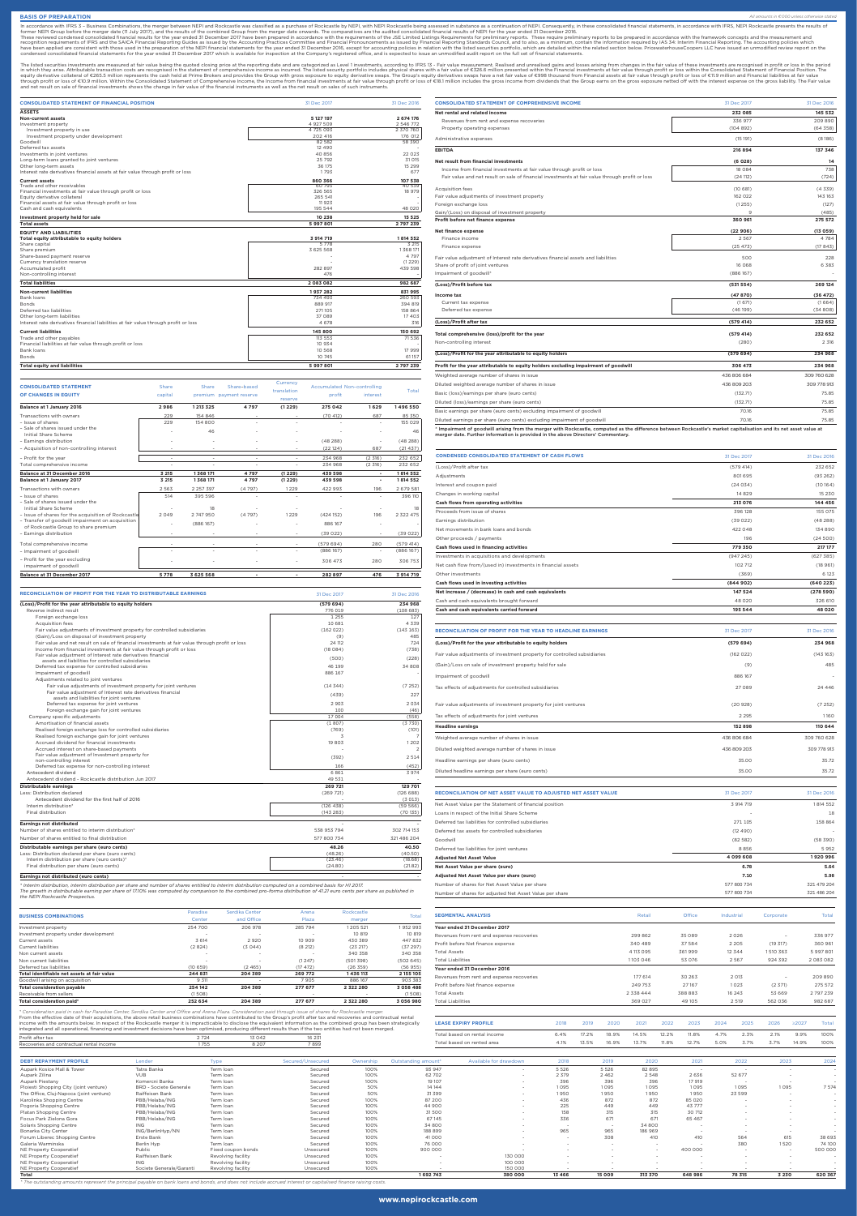# BASIS OF PREPARATION

*All amounts in €'000 unless otherwise stated*

In accordance with IFRS 3 – Business Combinations, the merger between NEPI and Rockcastle was classified as a purchase of Rockcastle by NEPI, with NEPI Rockcastle being assessed in substance as a continuation of NEPI. Consequently, in these consolidated financial statements, in accordance with IFRS, NEPI Rockcastle presents the results of former NEPI Group before the merger date (11 July 2017), and the results of the combined Group from the merger date onwards. The comparatives are the audited consolidated financial results of NEPI for the year ended 31 December 2016.

These reviewed condensed consolidated financial results for the year ended 31 December 2017 have been prepared in accordance with the requirements of the JSE Limited Listings Requirements for preliminary reports. These require preliminary reports to be prepared in accordance with the framework concepts and the measurement and recognition requirements of IFRS and the SAICA Financial Reporting Guides as issued by the Accounting Practices Committee and Financial Pronouncements as issued by Financial Reporting Standards Council, and to also, as a minimum, contain the information required by IAS 34: Interim Financial Reporting. The accounting policies which have been applied are consistent with those used in the preparation of the NEPI financial statements for the year ended 31 December 2016, except for accounting policies in relation with the listed securities portfolio, which are detailed within the related section below. PricewaterhouseCoopers LLC have issued an unmodified review report on the condensed consolidated financial statements for the year ended 31 December 2017 which is available for inspection at the Company's registered office, and is expected to issue an unmodified audit report on the full set of financial statements.

The listed securities investments are measured at fair value being the quoted closing price at the reporting date and are categorized as Level 1 investments, according to IFRS 13 - Fair value measurement. Realised and unrealised gains and losses arising from changes in the fair value of these investments are recognised in profit or loss in the period in which they arise. Attributable transaction costs are recognised in the statement of comprehensive income as incurred. The listed security portfolio includes physical shares with a fair value of €326.6 million presented within the Financial investments at fair value through profit or loss within the Consolidated Statement of Financial Position. The equity derivative collateral of €265.5 million represents the cash held at Prime Brokers and provides the Group with gross exposure to equity derivative swaps. The Group's equity derivatives swaps have a net fair value of €998 thousand from Financial assets at fair value through profit or loss of €11.9 million and Financial liabilities at fair value through profit or loss of €10.9 million. Within the Consolidated Statement of Comprehensive Income, the income from financial investments at fair value through profit or loss of €18.1 million includes the gross income from dividends that the Group earns on the gross exposure netted off with the interest expense on the gross liability. The Fair value and net result on sale of financial investments shows the change in fair value of the financial instruments as well as the net result on sales of such instruments.

## CONSOLIDATED STATEMENT OF FINANCIAL POSITION

| | 31 Dec 2017 | 31 Dec 2016 |
|---|---|---|
| **ASSETS** | | |
| **Non-current assets** | **5 127 197** | **2 674 176** |
| Investment property | 4 927 509 | 2 546 772 |
| Investment property in use | 4 725 093 | 2 370 760 |
| Investment property under development | 202 416 | 176 012 |
| Goodwill | 82 582 | 58 390 |
| Deferred tax assets | 12 490 | - |
| Investments in joint ventures | 40 856 | 22 023 |
| Long-term loans granted to joint ventures | 25 792 | 31 015 |
| Other long-term assets | 36 175 | 15 299 |
| Interest rate derivatives financial assets at fair value through profit or loss | 1 793 | 677 |
| **Current assets** | **860 366** | **107 538** |
| Trade and other receivables | 60 705 | 40 539 |
| Financial investments at fair value through profit or loss | 326 565 | 18 979 |
| Equity derivative collateral | 265 541 | - |
| Financial assets at fair value through profit or loss | 11 923 | - |
| Cash and cash equivalents | 195 544 | 48 020 |
| **Investment property held for sale** | **10 238** | **15 525** |
| **Total assets** | **5 997 801** | **2 797 239** |
| **EQUITY AND LIABILITIES** | | |
| **Total equity attributable to equity holders** | **3 914 719** | **1 814 552** |
| Share capital | 5 778 | 3 215 |
| Share premium | 3 625 568 | 1 368 171 |
| Share-based payment reserve | - | 4 797 |
| Currency translation reserve | - | (1 229) |
| Accumulated profit | 282 897 | 439 598 |
| Non-controlling interest | 476 | - |
| **Total liabilities** | **2 083 082** | **982 687** |
| **Non-current liabilities** | **1 937 282** | **831 995** |
| Bank loans | 734 493 | 260 593 |
| Bonds | 889 917 | 394 819 |
| Deferred tax liabilities | 271 105 | 158 864 |
| Other long-term liabilities | 37 089 | 17 403 |
| Interest rate derivatives financial liabilities at fair value through profit or loss | 4 678 | 316 |
| **Current liabilities** | **145 800** | **150 692** |
| Trade and other payables | 113 553 | 71 536 |
| Financial liabilities at fair value through profit or loss | 10 934 | - |
| Bank loans | 10 568 | 17 999 |
| Bonds | 10 745 | 61 157 |
| **Total equity and liabilities** | **5 997 801** | **2 797 239** |

## CONSOLIDATED STATEMENT OF CHANGES IN EQUITY

| | Share capital | Share premium | Share-based payment reserve | Currency translation reserve | Accumulated profit | Non-controlling interest | Total |
|---|---|---|---|---|---|---|---|
| **Balance at 1 January 2016** | **2 986** | **1 213 325** | **4 797** | **(1 229)** | **275 042** | **1 629** | **1 496 550** |
| Transactions with owners | 229 | 154 846 | - | - | (70 412) | 687 | 85 350 |
| - Issue of shares | 229 | 154 800 | - | - | - | - | 155 029 |
| - Sale of shares issued under the Initial Share Scheme | - | 46 | - | - | - | - | 46 |
| - Earnings distribution | - | - | - | - | (48 288) | - | (48 288) |
| - Acquisition of non-controlling interest | - | - | - | - | (22 124) | 687 | (21 437) |
| - Profit for the year | - | - | - | - | 234 968 | (2 316) | 232 652 |
| Total comprehensive income | - | - | - | - | 234 968 | (2 316) | 232 652 |
| **Balance at 31 December 2016** | **3 215** | **1 368 171** | **4 797** | **(1 229)** | **439 598** | **-** | **1 814 552** |
| **Balance at 1 January 2017** | **3 215** | **1 368 171** | **4 797** | **(1 229)** | **439 598** | **-** | **1 814 552** |
| Transactions with owners | 2 563 | 2 257 397 | (4 797) | 1 229 | 422 993 | 196 | 2 679 581 |
| - Issue of shares | 514 | 395 596 | - | - | - | - | 396 110 |
| - Sale of shares issued under the Initial Share Scheme | - | 18 | - | - | - | - | 18 |
| - Issue of shares for the acquisition of Rockcastle | 2 049 | 2 747 950 | (4 797) | 1 229 | (424 152) | 196 | 2 322 475 |
| - Transfer of goodwill impairment on acquisition of Rockcastle Group to share premium | - | (886 167) | - | - | 886 167 | - | - |
| - Earnings distribution | - | - | - | - | (39 022) | - | (39 022) |
| Total comprehensive income | - | - | - | - | (579 694) | 280 | (579 414) |
| - Impairment of goodwill | - | - | - | - | (886 167) | - | (886 167) |
| - Profit for the year excluding impairment of goodwill | - | - | - | - | 306 473 | 280 | 306 753 |
| **Balance at 31 December 2017** | **5 778** | **3 625 568** | **-** | **-** | **282 897** | **476** | **3 914 719** |

## RECONCILIATION OF PROFIT FOR THE YEAR TO DISTRIBUTABLE EARNINGS

| | 31 Dec 2017 | 31 Dec 2016 |
|---|---|---|
| **(Loss)/Profit for the year attributable to equity holders** | **(579 694)** | **234 968** |
| Reverse indirect result | 776 019 | (108 683) |
| Foreign exchange loss | 1 255 | 127 |
| Acquisition fees | 10 681 | 4 339 |
| Fair value adjustments of investment property for controlled subsidiaries | (162 022) | (143 163) |
| (Gain)/Loss on disposal of investment property | (9) | 485 |
| Fair value and net result on sale of financial investments at fair value through profit or loss | 24 112 | 724 |
| Income from financial investments at fair value through profit or loss | (18 084) | (738) |
| Fair value adjustment of interest rate derivatives financial assets and liabilities for controlled subsidiaries | (500) | (228) |
| Deferred tax expense for controlled subsidiaries | 46 199 | 34 808 |
| Impairment of goodwill | 886 167 | - |
| Adjustments related to joint ventures: | | |
| Fair value adjustments of investment property for joint ventures | (14 344) | (7 252) |
| Fair value adjustment of interest rate derivatives financial assets and liabilities for joint ventures | (439) | 227 |
| Deferred tax expense for joint ventures | 2 903 | 2 034 |
| Foreign exchange gain for joint ventures | 100 | (46) |
| Company specific adjustments | 17 004 | (558) |
| Amortisation of financial assets | (1 807) | (3 730) |
| Realised foreign exchange loss for controlled subsidiaries | (769) | (101) |
| Realised foreign exchange gain for joint ventures | 3 | 7 |
| Accrued dividend for financial investments | 19 803 | 1 202 |
| Accrued interest on share-based payments | - | 2 |
| Fair value adjustment of investment property for non-controlling interest | (392) | 2 514 |
| Deferred tax for non-controlling interest | 166 | (452) |
| Antecedent dividend | 6 861 | 3 974 |
| Antecedent dividend - Rockcastle distribution Jun 2017 | 49 531 | - |
| **Distributable earnings** | **269 721** | **129 701** |
| Less: Distribution declared | (269 721) | (126 688) |
| Antecedent dividend for the first half of 2016 | - | (3 013) |
| Interim distribution* | (126 438) | (59 566) |
| Final distribution | (143 283) | (70 135) |
| **Earnings not distributed** | **-** | **-** |
| Number of shares entitled to interim distribution* | 538 953 794 | 302 714 153 |
| Number of shares entitled to final distribution | 577 800 734 | 321 486 204 |
| **Distributable earnings per share (euro cents)** | **48.26** | **40.50** |
| Less: Distribution declared per share (euro cents) | (48.26) | (40.50) |
| Interim distribution per share (euro cents)* | (23.46) | (18.68) |
| Final distribution per share (euro cents) | (24.80) | (21.82) |
| **Earnings not distributed (euro cents)** | **-** | **-** |

*\* Interim distribution, interim distribution per share and number of shares entitled to interim distribution computed on a combined basis for H1 2017. The growth in distributable earning per share of 17.10% was computed by comparison to the combined pro-forma distribution of 41.21 euro cents per share as published in the NEPI Rockcastle Prospectus.*

## BUSINESS COMBINATIONS

| | Paradise Center | Serdika Center and Office | Arena Plaza | Rockcastle merger | Total |
|---|---|---|---|---|---|
| Investment property | 254 700 | 206 978 | 285 794 | 1 205 521 | 1 952 993 |
| Investment property under development | - | - | - | 10 819 | 10 819 |
| Current assets | 3 614 | 2 920 | 10 909 | 430 389 | 447 832 |
| Current liabilities | (2 824) | (3 044) | (8 212) | (23 217) | (37 297) |
| Non current assets | - | - | - | 340 358 | 340 358 |
| Non current liabilities | - | - | (1 247) | (501 398) | (502 645) |
| Deferred tax liabilities | (10 659) | (2 465) | (17 472) | (26 359) | (56 955) |
| **Total identifiable net assets at fair value** | **244 831** | **204 389** | **269 772** | **1 436 113** | **2 155 105** |
| Goodwill arising on acquisition | 9 311 | - | 7 905 | 886 167 | 903 383 |
| **Total consideration payable** | **254 142** | **204 389** | **277 677** | **2 322 280** | **3 058 488** |
| Receivable from sellers | (1 508) | - | - | - | (1 508) |
| **Total consideration paid*** | **252 634** | **204 389** | **277 677** | **2 322 280** | **3 056 980** |

*\* Consideration paid in cash for Paradise Center, Serdika Center and Office and Arena Plaza. Consideration paid through issue of shares for Rockcastle merger.*

From the effective date of their acquisitions, the above retail business combinations have contributed to the Group's profit after tax and recoveries and contractual rental income with the amounts below. In respect of the Rockcastle merger it is impracticable to disclose the equivalent information as the merged Group has been strategically integrated and all operational, financing and investment decisions have been optimised, producing different results than if the decisions had not been merged.

| | Paradise Center | Serdika Center and Office | Arena Plaza |
|---|---|---|---|
| Profit after tax | 2 724 | 13 042 | 16 231 |
| Recoveries and contractual rental income | 1 755 | 8 207 | 7 899 |

## DEBT REPAYMENT PROFILE

| | Lender | Type | Secured/Unsecured | Ownership | Outstanding amount* | Available for drawdown | 2018 | 2019 | 2020 | 2021 | 2022 | 2023 | 2024 |
|---|---|---|---|---|---|---|---|---|---|---|---|---|---|
| Aupark Kosice Mall & Tower | Tatra Banka | Term loan | Secured | 100% | 93 947 | - | 5 526 | 5 526 | 82 895 | - | - | - | - |
| Aupark Zilina | VUB | Term loan | Secured | 100% | 62 702 | - | 2 379 | 2 462 | 2 548 | 2 636 | 52 677 | - | - |
| Aupark Piestany | Komercni Banka | Term loan | Secured | 100% | 19 107 | - | 396 | 396 | 396 | 17 919 | - | - | - |
| Ploiesti Shopping City (joint venture) | BRD - Societe Generale | Term loan | Secured | 50% | 14 144 | - | 1 095 | 1 095 | 1 095 | 1 095 | 1 095 | 1 095 | 7 574 |
| The Office, Cluj-Napoca (joint venture) | Raiffeisen Bank | Term loan | Secured | 50% | 31 399 | - | 1 950 | 1 950 | 1 950 | 1 950 | 23 599 | - | - |
| Karolinka Shopping Centre | PBB/Helaba/ING | Term loan | Secured | 100% | 87 200 | - | 436 | 872 | 872 | 85 020 | - | - | - |
| Pogoria Shopping Centre | PBB/Helaba/ING | Term loan | Secured | 100% | 44 900 | - | 225 | 449 | 449 | 43 777 | - | - | - |
| Platan Shopping Centre | PBB/Helaba/ING | Term loan | Secured | 100% | 31 500 | - | 158 | 315 | 315 | 30 712 | - | - | - |
| Focus Park Zielona Gora | PBB/Helaba/ING | Term loan | Secured | 100% | 67 145 | - | 336 | 671 | 671 | 65 467 | - | - | - |
| Solaris Shopping Centre | ING | Term loan | Secured | 100% | 34 800 | - | - | - | 34 800 | - | - | - | - |
| Bonarka City Center | ING/BerlinHyp/NN | Term loan | Secured | 100% | 188 899 | - | 965 | 965 | 186 969 | - | - | - | - |
| Forum Liberec Shopping Centre | Erste Bank | Term loan | Secured | 100% | 41 000 | - | - | 308 | 410 | 410 | 564 | 615 | 38 693 |
| Galeria Warminska | Berlin Hyp | Term loan | Secured | 100% | 76 000 | - | - | - | - | - | 380 | 1 520 | 74 100 |
| NE Property Cooperatief | Public | Fixed coupon bonds | Unsecured | 100% | 900 000 | - | - | - | - | 400 000 | - | - | 500 000 |
| NE Property Cooperatief | Raiffeisen Bank | Revolving facility | Unsecured | 100% | - | 130 000 | - | - | - | - | - | - | - |
| NE Property Cooperatief | ING | Revolving facility | Unsecured | 100% | - | 100 000 | - | - | - | - | - | - | - |
| NE Property Cooperatief | Societe Generale/Garanti | Revolving facility | Unsecured | 100% | - | 150 000 | - | - | - | - | - | - | - |
| **Total** | | | | | **1 692 743** | **380 000** | **13 466** | **15 009** | **313 370** | **648 986** | **78 315** | **3 230** | **620 367** |

*\* The outstanding amounts represent the principal payable on bank loans and bonds, and does not include accrued interest or capitalised finance raising costs.*

## CONSOLIDATED STATEMENT OF COMPREHENSIVE INCOME

| | 31 Dec 2017 | 31 Dec 2016 |
|---|---|---|
| **Net rental and related income** | **232 085** | **145 532** |
| Revenues from rent and expense recoveries | 336 977 | 209 890 |
| Property operating expenses | (104 892) | (64 358) |
| Administrative expenses | (15 191) | (8 186) |
| **EBITDA** | **216 894** | **137 346** |
| **Net result from financial investments** | **(6 028)** | **14** |
| Income from financial investments at fair value through profit or loss | 18 084 | 738 |
| Fair value and net result on sale of financial investments at fair value through profit or loss | (24 112) | (724) |
| Acquisition fees | (10 681) | (4 339) |
| Fair value adjustments of investment property | 162 022 | 143 163 |
| Foreign exchange loss | (1 255) | (127) |
| Gain/(Loss) on disposal of investment property | 9 | (485) |
| **Profit before net finance expense** | **360 961** | **275 572** |
| **Net finance expense** | **(22 906)** | **(13 059)** |
| Finance income | 2 567 | 4 784 |
| Finance expense | (25 473) | (17 843) |
| Fair value adjustment of interest rate derivatives financial assets and liabilities | 500 | 228 |
| Share of profit of joint ventures | 16 068 | 6 383 |
| Impairment of goodwill* | (886 167) | - |
| **(Loss)/Profit before tax** | **(531 544)** | **269 124** |
| **Income tax** | **(47 870)** | **(36 472)** |
| Current tax expense | (1 671) | (1 664) |
| Deferred tax expense | (46 199) | (34 808) |
| **(Loss)/Profit after tax** | **(579 414)** | **232 652** |
| **Total comprehensive (loss)/profit for the year** | **(579 414)** | **232 652** |
| Non-controlling interest | (280) | 2 316 |
| **(Loss)/Profit for the year attributable to equity holders** | **(579 694)** | **234 968** |
| **Profit for the year attributable to equity holders excluding impairment of goodwill** | **306 473** | **234 968** |
| Weighted average number of shares in issue | 436 806 684 | 309 760 628 |
| Diluted weighted average number of shares in issue | 436 809 203 | 309 778 913 |
| Basic (loss)/earnings per share (euro cents) | (132.71) | 75.85 |
| Diluted (loss)/earnings per share (euro cents) | (132.71) | 75.85 |
| Basic earnings per share (euro cents) excluding impairment of goodwill | 70.16 | 75.85 |
| Diluted earnings per share (euro cents) excluding impairment of goodwill | 70.16 | 75.85 |

*\* Impairment of goodwill arising from the merger with Rockcastle, computed as the difference between Rockcastle's market capitalisation and its net asset value at merger date. Further information is provided in the above Directors' Commentary.*

## CONDENSED CONSOLIDATED STATEMENT OF CASH FLOWS

| | 31 Dec 2017 | 31 Dec 2016 |
|---|---|---|
| (Loss)/Profit after tax | (579 414) | 232 652 |
| Adjustments | 801 695 | (93 262) |
| Interest and coupon paid | (24 034) | (10 164) |
| Changes in working capital | 14 829 | 15 230 |
| **Cash flows from operating activities** | **213 076** | **144 456** |
| Proceeds from issue of shares | 396 128 | 155 075 |
| Earnings distribution | (39 022) | (48 288) |
| Net movements in bank loans and bonds | 422 048 | 134 890 |
| Other proceeds / payments | 196 | (24 500) |
| **Cash flows used in financing activities** | **779 350** | **217 177** |
| Investments in acquisitions and developments | (947 245) | (627 385) |
| Net cash flow from/(used in) investments in financial assets | 102 712 | (18 961) |
| Other investments | (369) | 6 123 |
| **Cash flows used in investing activities** | **(844 902)** | **(640 223)** |
| **Net increase / (decrease) in cash and cash equivalents** | **147 524** | **(278 590)** |
| Cash and cash equivalents brought forward | 48 020 | 326 610 |
| **Cash and cash equivalents carried forward** | **195 544** | **48 020** |

## RECONCILIATION OF PROFIT FOR THE YEAR TO HEADLINE EARNINGS

| | 31 Dec 2017 | 31 Dec 2016 |
|---|---|---|
| (Loss)/Profit for the year attributable to equity holders | (579 694) | 234 968 |
| Fair value adjustments of investment property for controlled subsidiaries | (162 022) | (143 163) |
| (Gain)/Loss on sale of investment property held for sale | (9) | 485 |
| Impairment of goodwill | 886 167 | - |
| Tax effects of adjustments for controlled subsidiaries | 27 089 | 24 446 |
| Fair value adjustments of investment property for joint ventures | (20 928) | (7 252) |
| Tax effects of adjustments for joint ventures | 2 295 | 1 160 |
| **Headline earnings** | **152 898** | **110 644** |
| Weighted average number of shares in issue | 436 806 684 | 309 760 628 |
| Diluted weighted average number of shares in issue | 436 809 203 | 309 778 913 |
| Headline earnings per share (euro cents) | 35.00 | 35.72 |
| Diluted headline earnings per share (euro cents) | 35.00 | 35.72 |

## RECONCILIATION OF NET ASSET VALUE TO ADJUSTED NET ASSET VALUE

| | 31 Dec 2017 | 31 Dec 2016 |
|---|---|---|
| Net Asset Value per the Statement of financial position | 3 914 719 | 1 814 552 |
| Loans in respect of the Initial Share Scheme | - | 18 |
| Deferred tax liabilities for controlled subsidiaries | 271 105 | 158 864 |
| Deferred tax assets for controlled subsidiaries | (12 490) | - |
| Goodwill | (82 582) | (58 390) |
| Deferred tax liabilities for joint ventures | 8 856 | 5 952 |
| **Adjusted Net Asset Value** | **4 099 608** | **1 920 996** |
| **Net Asset Value per share (euro)** | **6.78** | **5.64** |
| **Adjusted Net Asset Value per share (euro)** | **7.10** | **5.98** |
| Number of shares for Net Asset Value per share | 577 800 734 | 321 486 204 |
| Number of shares for adjusted Net Asset Value per share | 577 800 734 | 321 486 204 |

## SEGMENTAL ANALYSIS

| | Retail | Office | Industrial | Corporate | Total |
|---|---|---|---|---|---|
| **Year ended 31 December 2017** | | | | | |
| Revenues from rent and expense recoveries | 299 862 | 35 089 | 2 026 | - | 336 977 |
| Profit before Net finance expense | 340 489 | 37 584 | 2 205 | (19 317) | 360 961 |
| Total Assets | 4 113 095 | 561 999 | 12 344 | 1 310 363 | 5 997 801 |
| Total Liabilities | 1 103 046 | 53 076 | 2 567 | 924 392 | 2 083 082 |
| **Year ended 31 December 2016** | | | | | |
| Revenues from rent and expense recoveries | 177 614 | 30 263 | 2 013 | - | 209 890 |
| Profit before Net finance expense | 249 753 | 27 167 | 1 023 | (2 371) | 275 572 |
| Total Assets | 2 338 444 | 388 883 | 16 243 | 53 669 | 2 797 239 |
| Total Liabilities | 369 027 | 49 105 | 2 519 | 562 036 | 982 687 |

## LEASE EXPIRY PROFILE

| | 2018 | 2019 | 2020 | 2021 | 2022 | 2023 | 2024 | 2025 | 2026 | >2027 | Total |
|---|---|---|---|---|---|---|---|---|---|---|---|
| Total based on rental income | 6.4% | 17.2% | 18.9% | 14.5% | 12.2% | 11.8% | 4.7% | 2.3% | 2.1% | 9.9% | 100% |
| Total based on rented area | 4.1% | 13.5% | 16.9% | 13.7% | 11.8% | 12.7% | 5.0% | 3.7% | 3.7% | 14.9% | 100% |